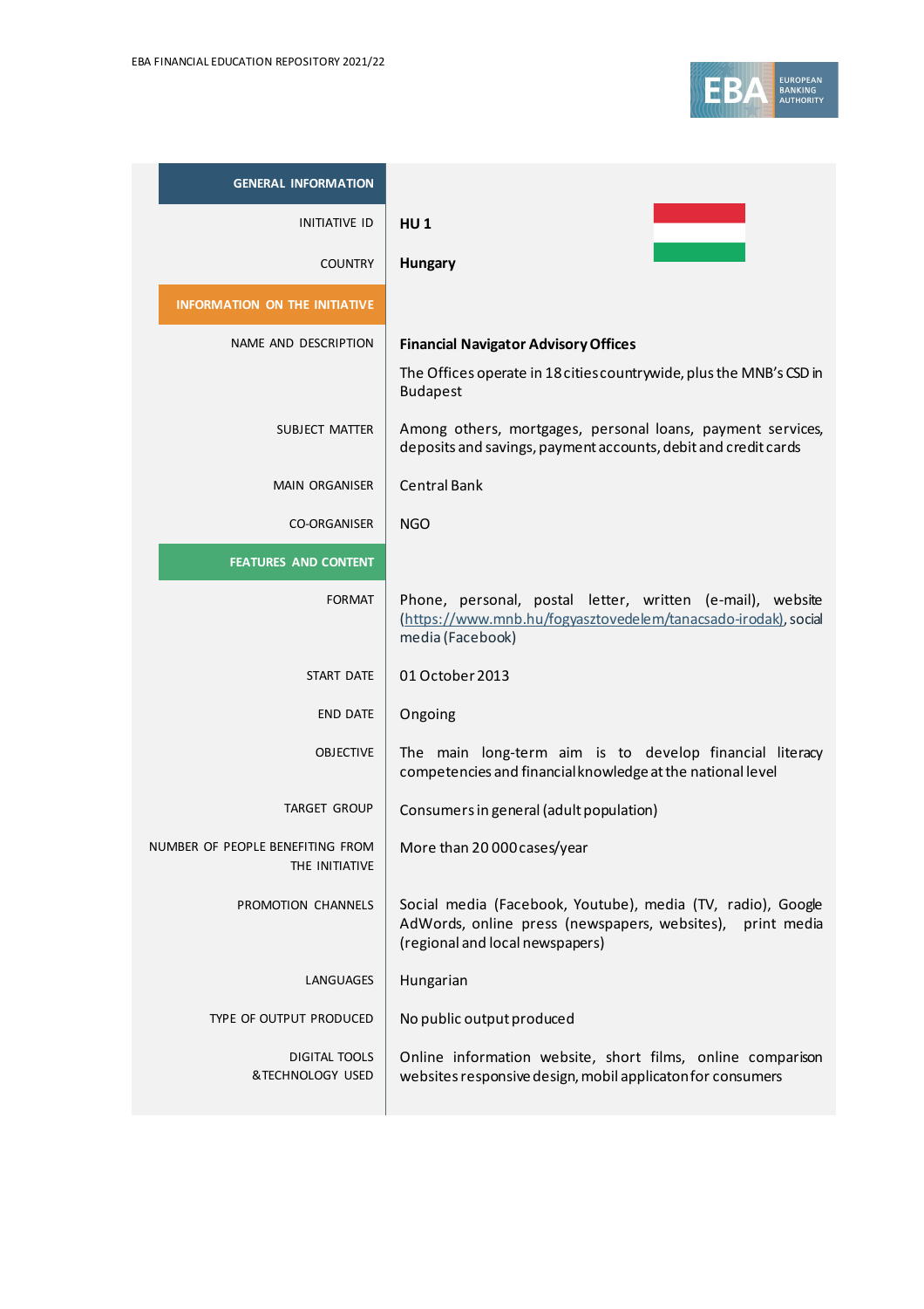| GENERAL INFORMATION | |
|---|---|
| INITIATIVE ID | **HU 1** |
| COUNTRY | **Hungary** |
| **INFORMATION ON THE INITIATIVE** | |
| NAME AND DESCRIPTION | **Financial Navigator Advisory Offices**<br>The Offices operate in 18 cities countrywide, plus the MNB's CSD in Budapest |
| SUBJECT MATTER | Among others, mortgages, personal loans, payment services, deposits and savings, payment accounts, debit and credit cards |
| MAIN ORGANISER | Central Bank |
| CO-ORGANISER | NGO |
| **FEATURES AND CONTENT** | |
| FORMAT | Phone, personal, postal letter, written (e-mail), website (https://www.mnb.hu/fogyasztovedelem/tanacsado-irodak), social media (Facebook) |
| START DATE | 01 October 2013 |
| END DATE | Ongoing |
| OBJECTIVE | The main long-term aim is to develop financial literacy competencies and financial knowledge at the national level |
| TARGET GROUP | Consumers in general (adult population) |
| NUMBER OF PEOPLE BENEFITING FROM THE INITIATIVE | More than 20 000 cases/year |
| PROMOTION CHANNELS | Social media (Facebook, Youtube), media (TV, radio), Google AdWords, online press (newspapers, websites), print media (regional and local newspapers) |
| LANGUAGES | Hungarian |
| TYPE OF OUTPUT PRODUCED | No public output produced |
| DIGITAL TOOLS & TECHNOLOGY USED | Online information website, short films, online comparison websites responsive design, mobil applicaton for consumers |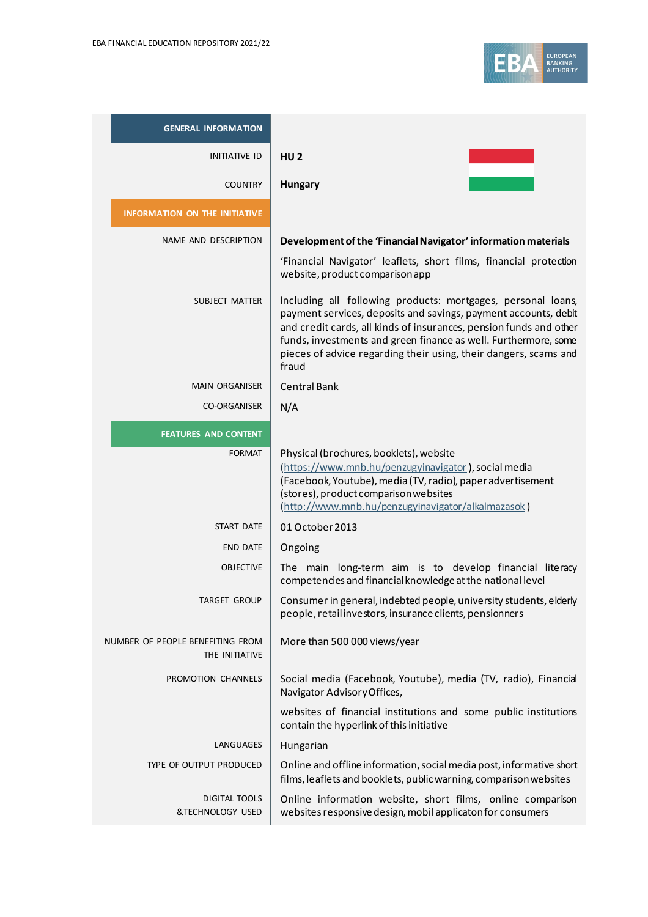| GENERAL INFORMATION | |
|---|---|
| INITIATIVE ID | **HU 2** |
| COUNTRY | **Hungary** |
| **INFORMATION ON THE INITIATIVE** | |
| NAME AND DESCRIPTION | **Development of the 'Financial Navigator' information materials**<br>'Financial Navigator' leaflets, short films, financial protection website, product comparison app |
| SUBJECT MATTER | Including all following products: mortgages, personal loans, payment services, deposits and savings, payment accounts, debit and credit cards, all kinds of insurances, pension funds and other funds, investments and green finance as well. Furthermore, some pieces of advice regarding their using, their dangers, scams and fraud |
| MAIN ORGANISER | Central Bank |
| CO-ORGANISER | N/A |
| **FEATURES AND CONTENT** | |
| FORMAT | Physical (brochures, booklets), website (https://www.mnb.hu/penzugyinavigator), social media (Facebook, Youtube), media (TV, radio), paper advertisement (stores), product comparison websites (http://www.mnb.hu/penzugyinavigator/alkalmazasok) |
| START DATE | 01 October 2013 |
| END DATE | Ongoing |
| OBJECTIVE | The main long-term aim is to develop financial literacy competencies and financial knowledge at the national level |
| TARGET GROUP | Consumer in general, indebted people, university students, elderly people, retail investors, insurance clients, pensionners |
| NUMBER OF PEOPLE BENEFITING FROM THE INITIATIVE | More than 500 000 views/year |
| PROMOTION CHANNELS | Social media (Facebook, Youtube), media (TV, radio), Financial Navigator Advisory Offices,<br>websites of financial institutions and some public institutions contain the hyperlink of this initiative |
| LANGUAGES | Hungarian |
| TYPE OF OUTPUT PRODUCED | Online and offline information, social media post, informative short films, leaflets and booklets, public warning, comparison websites |
| DIGITAL TOOLS & TECHNOLOGY USED | Online information website, short films, online comparison websites responsive design, mobil applicaton for consumers |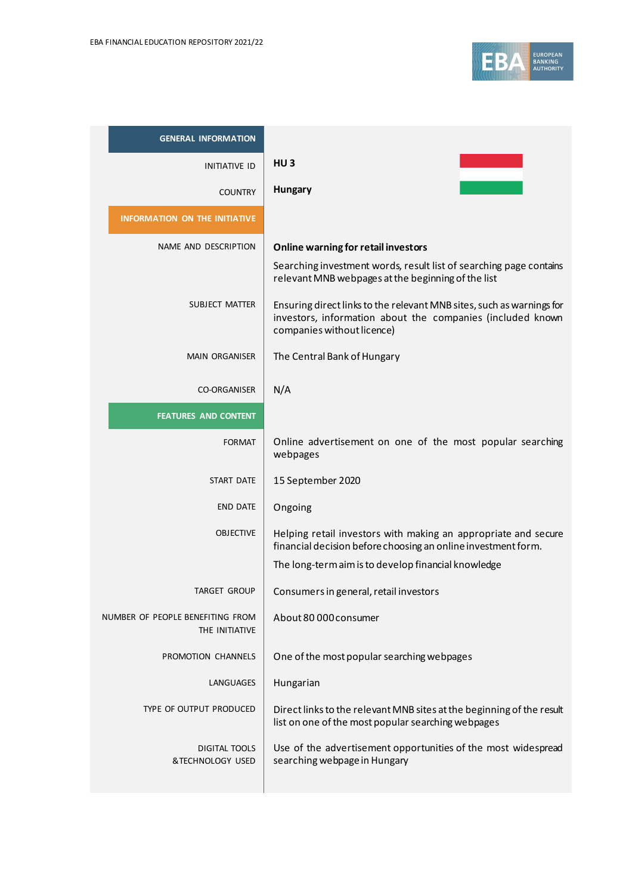| | |
|---|---|
| **GENERAL INFORMATION** | |
| INITIATIVE ID | **HU 3** |
| COUNTRY | **Hungary** |
| **INFORMATION ON THE INITIATIVE** | |
| NAME AND DESCRIPTION | **Online warning for retail investors**<br>Searching investment words, result list of searching page contains relevant MNB webpages at the beginning of the list |
| SUBJECT MATTER | Ensuring direct links to the relevant MNB sites, such as warnings for investors, information about the companies (included known companies without licence) |
| MAIN ORGANISER | The Central Bank of Hungary |
| CO-ORGANISER | N/A |
| **FEATURES AND CONTENT** | |
| FORMAT | Online advertisement on one of the most popular searching webpages |
| START DATE | 15 September 2020 |
| END DATE | Ongoing |
| OBJECTIVE | Helping retail investors with making an appropriate and secure financial decision before choosing an online investment form.<br>The long-term aim is to develop financial knowledge |
| TARGET GROUP | Consumers in general, retail investors |
| NUMBER OF PEOPLE BENEFITING FROM THE INITIATIVE | About 80 000 consumer |
| PROMOTION CHANNELS | One of the most popular searching webpages |
| LANGUAGES | Hungarian |
| TYPE OF OUTPUT PRODUCED | Direct links to the relevant MNB sites at the beginning of the result list on one of the most popular searching webpages |
| DIGITAL TOOLS & TECHNOLOGY USED | Use of the advertisement opportunities of the most widespread searching webpage in Hungary |